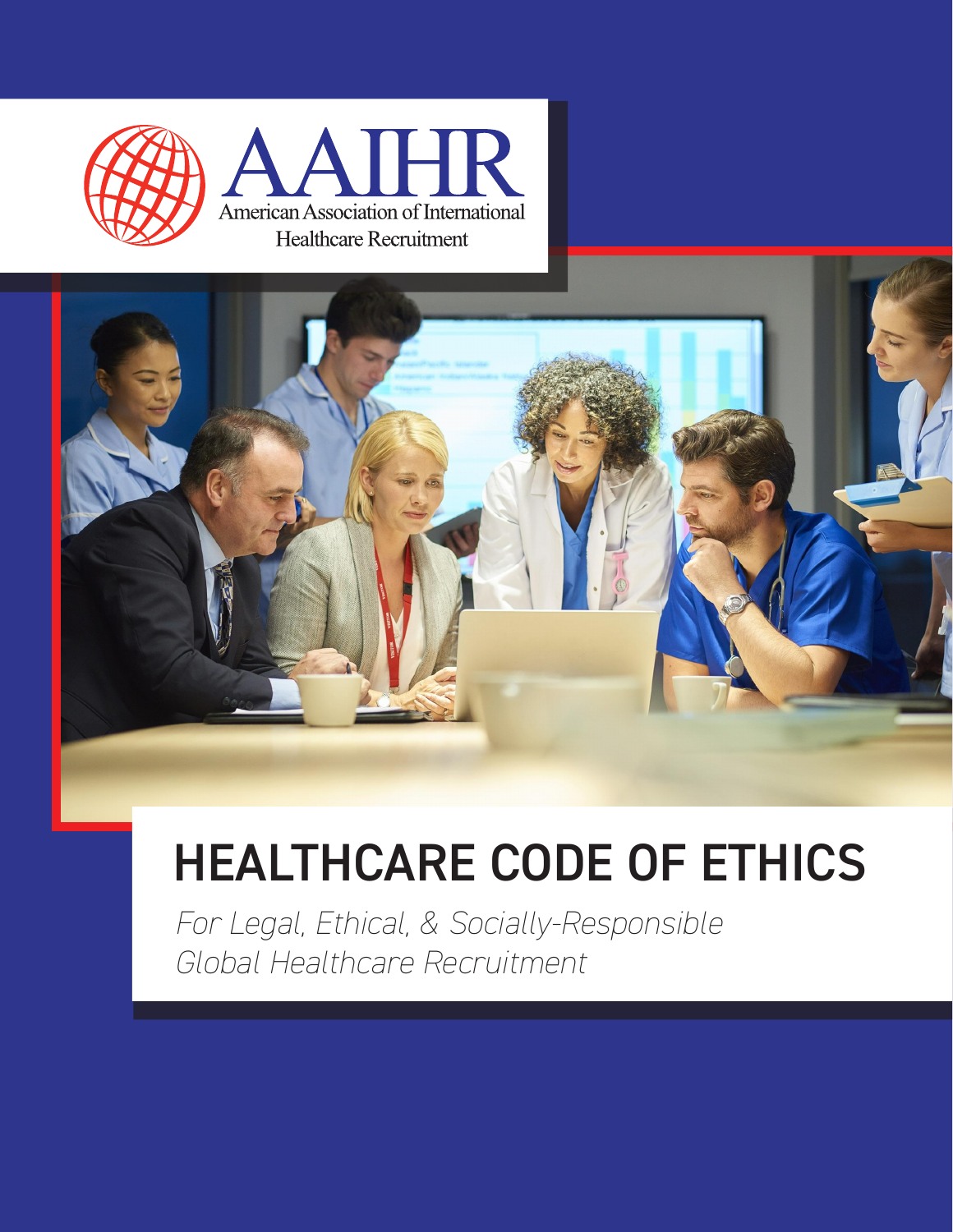AAIHR

American Association of International Healthcare Recruitment

# HEALTHCARE CODE OF ETHICS

*For Legal, Ethical, & Socially-Responsible Global Healthcare Recruitment*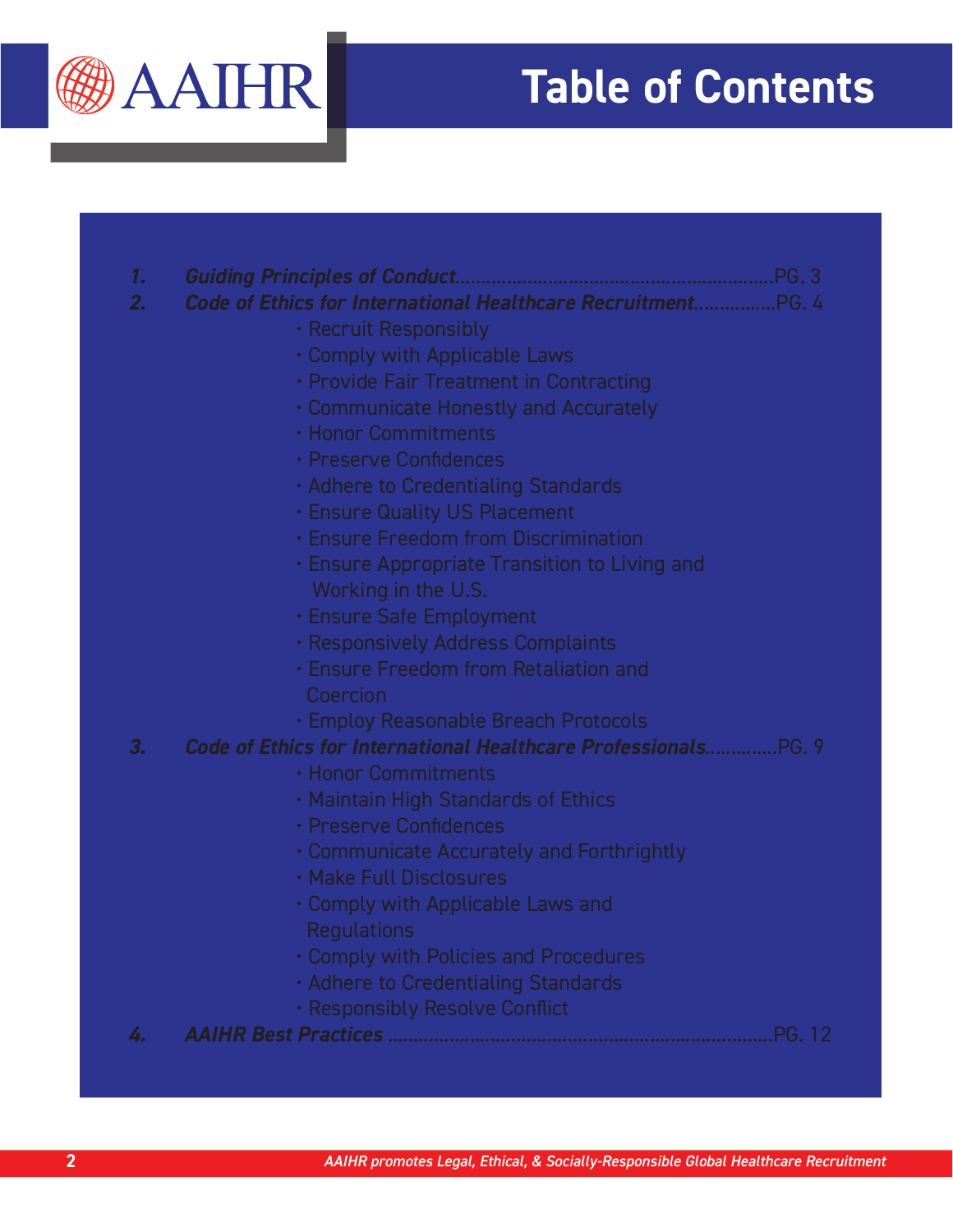# Table of Contents

1. *Guiding Principles of Conduct*............................................................PG. 3
2. *Code of Ethics for International Healthcare Recruitment*................PG. 4
   - Recruit Responsibly
   - Comply with Applicable Laws
   - Provide Fair Treatment in Contracting
   - Communicate Honestly and Accurately
   - Honor Commitments
   - Preserve Confidences
   - Adhere to Credentialing Standards
   - Ensure Quality US Placement
   - Ensure Freedom from Discrimination
   - Ensure Appropriate Transition to Living and Working in the U.S.
   - Ensure Safe Employment
   - Responsively Address Complaints
   - Ensure Freedom from Retaliation and Coercion
   - Employ Reasonable Breach Protocols
3. *Code of Ethics for International Healthcare Professionals*.............PG. 9
   - Honor Commitments
   - Maintain High Standards of Ethics
   - Preserve Confidences
   - Communicate Accurately and Forthrightly
   - Make Full Disclosures
   - Comply with Applicable Laws and Regulations
   - Comply with Policies and Procedures
   - Adhere to Credentialing Standards
   - Responsibly Resolve Conflict
4. *AAIHR Best Practices* ..........................................................................PG. 12

*AAIHR promotes Legal, Ethical, & Socially-Responsible Global Healthcare Recruitment*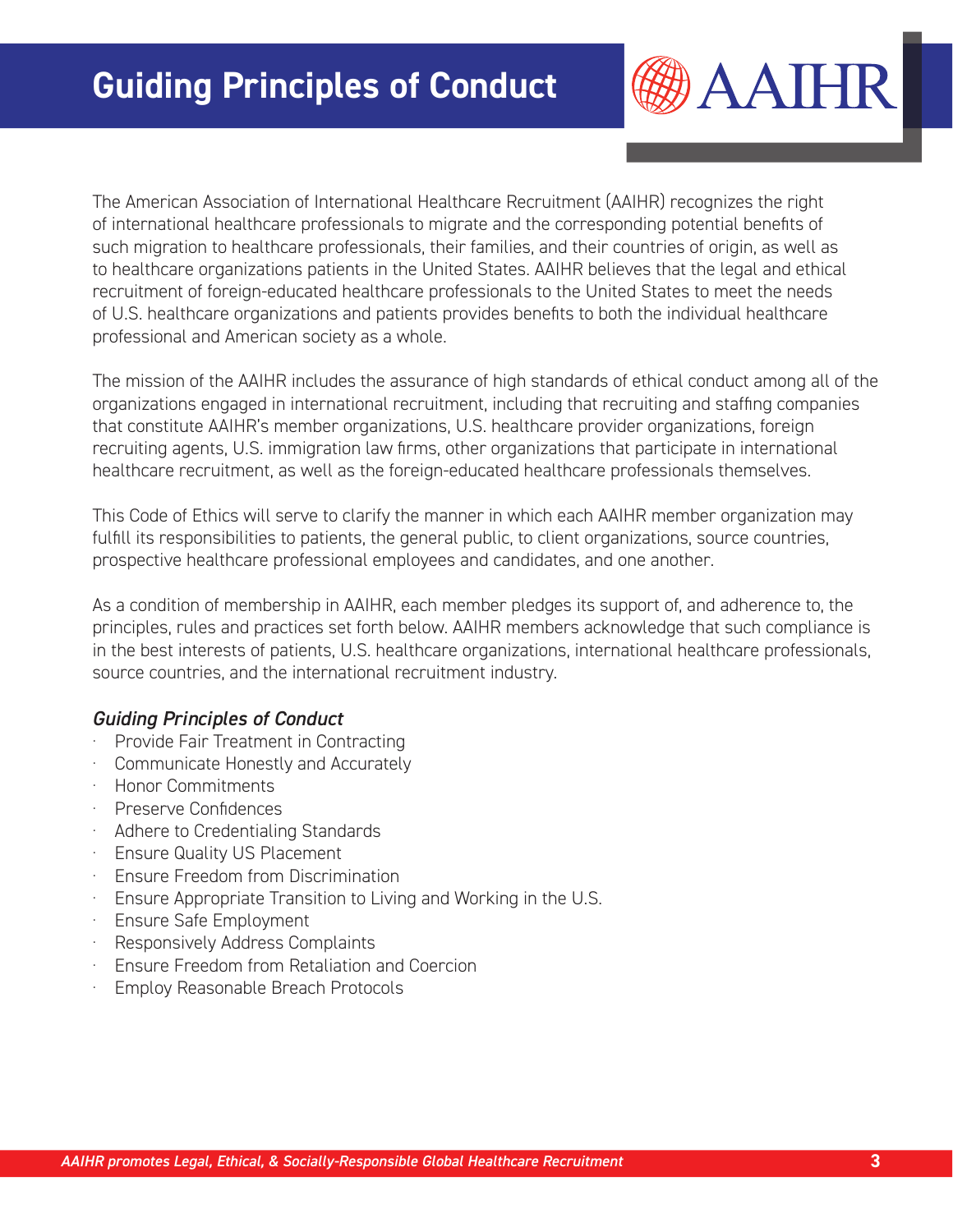# Guiding Principles of Conduct

The American Association of International Healthcare Recruitment (AAIHR) recognizes the right of international healthcare professionals to migrate and the corresponding potential benefits of such migration to healthcare professionals, their families, and their countries of origin, as well as to healthcare organizations patients in the United States. AAIHR believes that the legal and ethical recruitment of foreign-educated healthcare professionals to the United States to meet the needs of U.S. healthcare organizations and patients provides benefits to both the individual healthcare professional and American society as a whole.

The mission of the AAIHR includes the assurance of high standards of ethical conduct among all of the organizations engaged in international recruitment, including that recruiting and staffing companies that constitute AAIHR's member organizations, U.S. healthcare provider organizations, foreign recruiting agents, U.S. immigration law firms, other organizations that participate in international healthcare recruitment, as well as the foreign-educated healthcare professionals themselves.

This Code of Ethics will serve to clarify the manner in which each AAIHR member organization may fulfill its responsibilities to patients, the general public, to client organizations, source countries, prospective healthcare professional employees and candidates, and one another.

As a condition of membership in AAIHR, each member pledges its support of, and adherence to, the principles, rules and practices set forth below. AAIHR members acknowledge that such compliance is in the best interests of patients, U.S. healthcare organizations, international healthcare professionals, source countries, and the international recruitment industry.

### *Guiding Principles of Conduct*

- Provide Fair Treatment in Contracting
- Communicate Honestly and Accurately
- Honor Commitments
- Preserve Confidences
- Adhere to Credentialing Standards
- Ensure Quality US Placement
- Ensure Freedom from Discrimination
- Ensure Appropriate Transition to Living and Working in the U.S.
- Ensure Safe Employment
- Responsively Address Complaints
- Ensure Freedom from Retaliation and Coercion
- Employ Reasonable Breach Protocols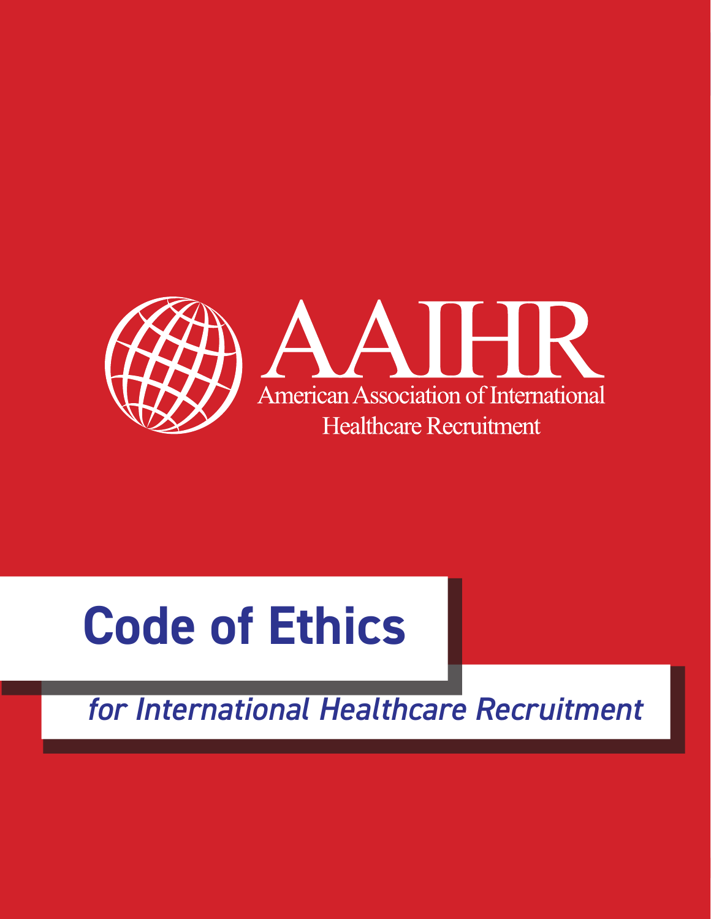AAIHR

American Association of International Healthcare Recruitment

# Code of Ethics

## *for International Healthcare Recruitment*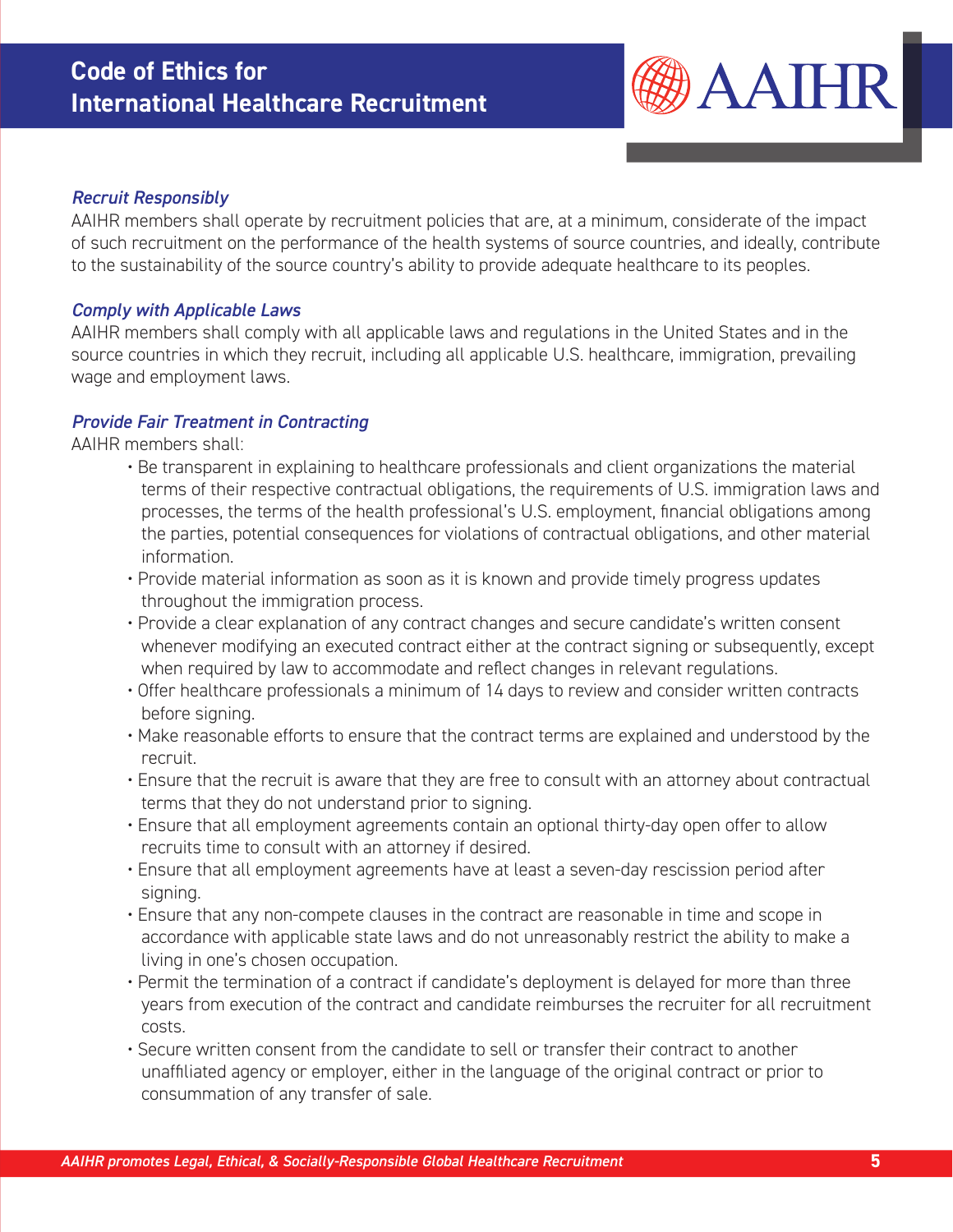### *Recruit Responsibly*

AAIHR members shall operate by recruitment policies that are, at a minimum, considerate of the impact of such recruitment on the performance of the health systems of source countries, and ideally, contribute to the sustainability of the source country's ability to provide adequate healthcare to its peoples.

### *Comply with Applicable Laws*

AAIHR members shall comply with all applicable laws and regulations in the United States and in the source countries in which they recruit, including all applicable U.S. healthcare, immigration, prevailing wage and employment laws.

### *Provide Fair Treatment in Contracting*

AAIHR members shall:

- Be transparent in explaining to healthcare professionals and client organizations the material terms of their respective contractual obligations, the requirements of U.S. immigration laws and processes, the terms of the health professional's U.S. employment, financial obligations among the parties, potential consequences for violations of contractual obligations, and other material information.
- Provide material information as soon as it is known and provide timely progress updates throughout the immigration process.
- Provide a clear explanation of any contract changes and secure candidate's written consent whenever modifying an executed contract either at the contract signing or subsequently, except when required by law to accommodate and reflect changes in relevant regulations.
- Offer healthcare professionals a minimum of 14 days to review and consider written contracts before signing.
- Make reasonable efforts to ensure that the contract terms are explained and understood by the recruit.
- Ensure that the recruit is aware that they are free to consult with an attorney about contractual terms that they do not understand prior to signing.
- Ensure that all employment agreements contain an optional thirty-day open offer to allow recruits time to consult with an attorney if desired.
- Ensure that all employment agreements have at least a seven-day rescission period after signing.
- Ensure that any non-compete clauses in the contract are reasonable in time and scope in accordance with applicable state laws and do not unreasonably restrict the ability to make a living in one's chosen occupation.
- Permit the termination of a contract if candidate's deployment is delayed for more than three years from execution of the contract and candidate reimburses the recruiter for all recruitment costs.
- Secure written consent from the candidate to sell or transfer their contract to another unaffiliated agency or employer, either in the language of the original contract or prior to consummation of any transfer of sale.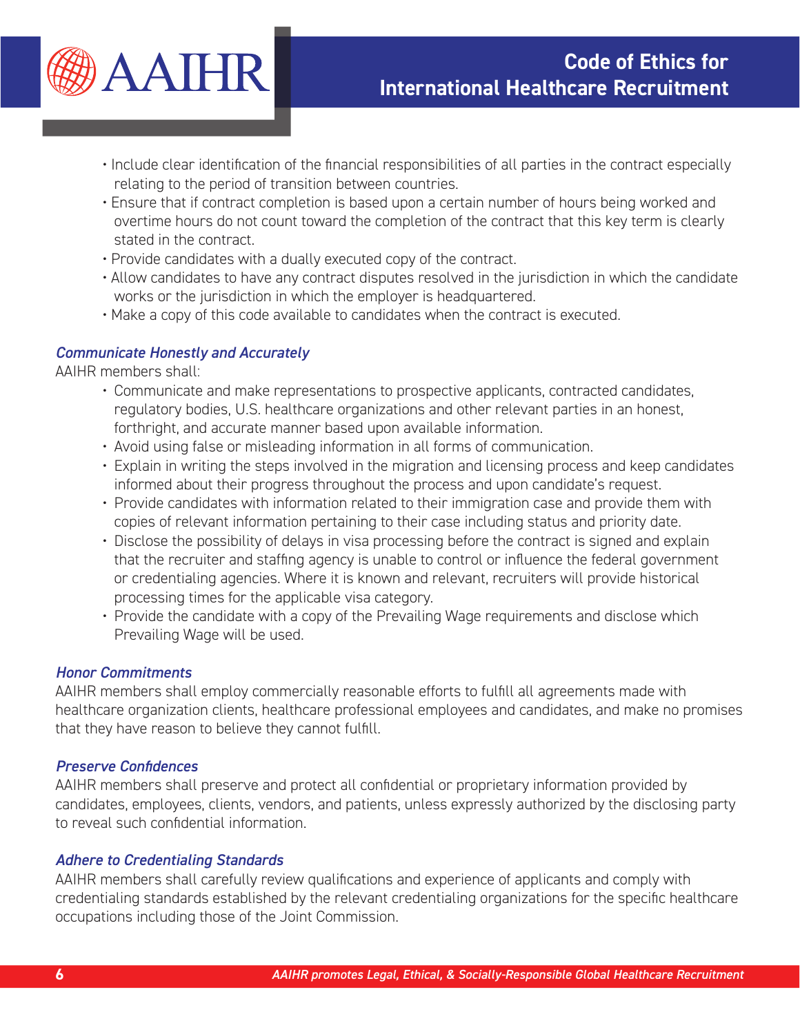- Include clear identification of the financial responsibilities of all parties in the contract especially relating to the period of transition between countries.
- Ensure that if contract completion is based upon a certain number of hours being worked and overtime hours do not count toward the completion of the contract that this key term is clearly stated in the contract.
- Provide candidates with a dually executed copy of the contract.
- Allow candidates to have any contract disputes resolved in the jurisdiction in which the candidate works or the jurisdiction in which the employer is headquartered.
- Make a copy of this code available to candidates when the contract is executed.

### *Communicate Honestly and Accurately*

AAIHR members shall:

- Communicate and make representations to prospective applicants, contracted candidates, regulatory bodies, U.S. healthcare organizations and other relevant parties in an honest, forthright, and accurate manner based upon available information.
- Avoid using false or misleading information in all forms of communication.
- Explain in writing the steps involved in the migration and licensing process and keep candidates informed about their progress throughout the process and upon candidate's request.
- Provide candidates with information related to their immigration case and provide them with copies of relevant information pertaining to their case including status and priority date.
- Disclose the possibility of delays in visa processing before the contract is signed and explain that the recruiter and staffing agency is unable to control or influence the federal government or credentialing agencies. Where it is known and relevant, recruiters will provide historical processing times for the applicable visa category.
- Provide the candidate with a copy of the Prevailing Wage requirements and disclose which Prevailing Wage will be used.

### *Honor Commitments*

AAIHR members shall employ commercially reasonable efforts to fulfill all agreements made with healthcare organization clients, healthcare professional employees and candidates, and make no promises that they have reason to believe they cannot fulfill.

### *Preserve Confidences*

AAIHR members shall preserve and protect all confidential or proprietary information provided by candidates, employees, clients, vendors, and patients, unless expressly authorized by the disclosing party to reveal such confidential information.

### *Adhere to Credentialing Standards*

AAIHR members shall carefully review qualifications and experience of applicants and comply with credentialing standards established by the relevant credentialing organizations for the specific healthcare occupations including those of the Joint Commission.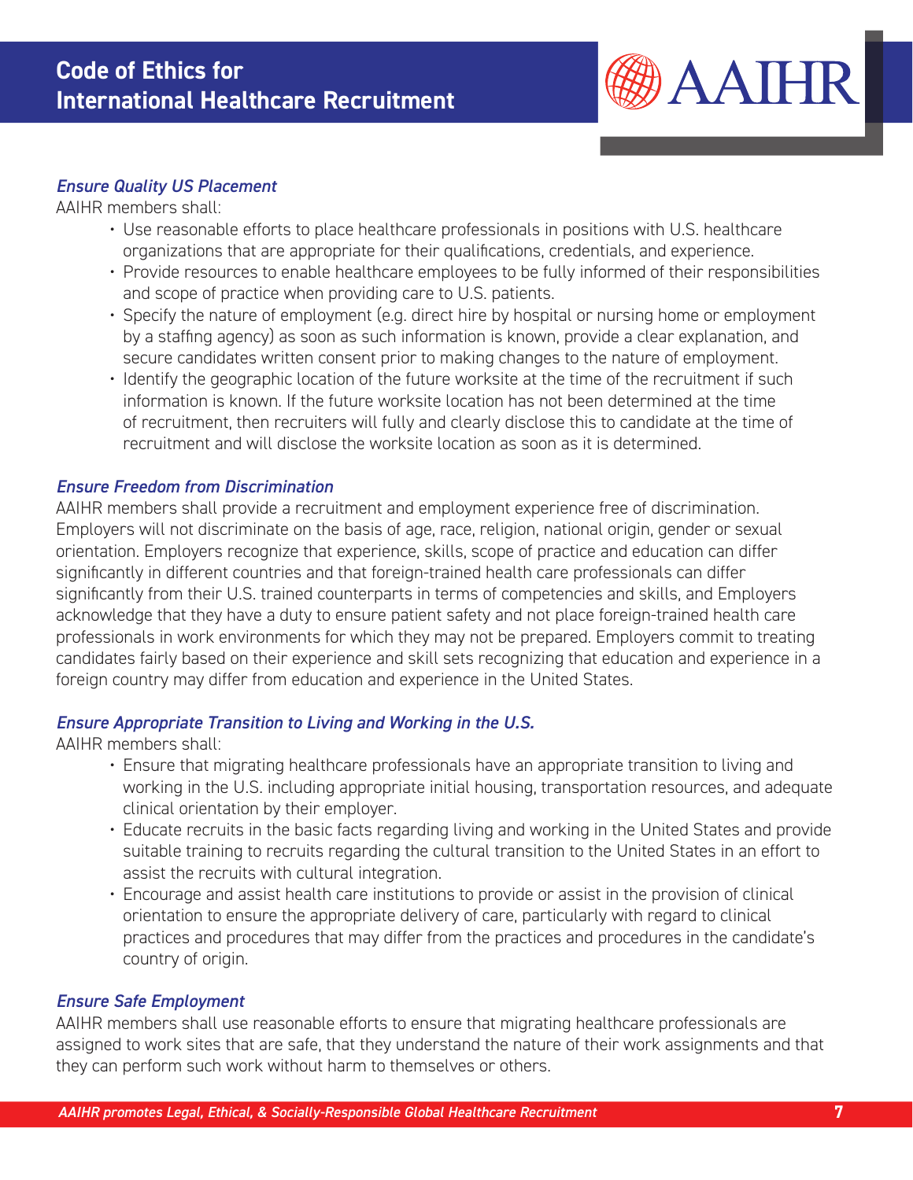### *Ensure Quality US Placement*

AAIHR members shall:

- Use reasonable efforts to place healthcare professionals in positions with U.S. healthcare organizations that are appropriate for their qualifications, credentials, and experience.
- Provide resources to enable healthcare employees to be fully informed of their responsibilities and scope of practice when providing care to U.S. patients.
- Specify the nature of employment (e.g. direct hire by hospital or nursing home or employment by a staffing agency) as soon as such information is known, provide a clear explanation, and secure candidates written consent prior to making changes to the nature of employment.
- Identify the geographic location of the future worksite at the time of the recruitment if such information is known. If the future worksite location has not been determined at the time of recruitment, then recruiters will fully and clearly disclose this to candidate at the time of recruitment and will disclose the worksite location as soon as it is determined.

### *Ensure Freedom from Discrimination*

AAIHR members shall provide a recruitment and employment experience free of discrimination. Employers will not discriminate on the basis of age, race, religion, national origin, gender or sexual orientation. Employers recognize that experience, skills, scope of practice and education can differ significantly in different countries and that foreign-trained health care professionals can differ significantly from their U.S. trained counterparts in terms of competencies and skills, and Employers acknowledge that they have a duty to ensure patient safety and not place foreign-trained health care professionals in work environments for which they may not be prepared. Employers commit to treating candidates fairly based on their experience and skill sets recognizing that education and experience in a foreign country may differ from education and experience in the United States.

### *Ensure Appropriate Transition to Living and Working in the U.S.*

AAIHR members shall:

- Ensure that migrating healthcare professionals have an appropriate transition to living and working in the U.S. including appropriate initial housing, transportation resources, and adequate clinical orientation by their employer.
- Educate recruits in the basic facts regarding living and working in the United States and provide suitable training to recruits regarding the cultural transition to the United States in an effort to assist the recruits with cultural integration.
- Encourage and assist health care institutions to provide or assist in the provision of clinical orientation to ensure the appropriate delivery of care, particularly with regard to clinical practices and procedures that may differ from the practices and procedures in the candidate's country of origin.

### *Ensure Safe Employment*

AAIHR members shall use reasonable efforts to ensure that migrating healthcare professionals are assigned to work sites that are safe, that they understand the nature of their work assignments and that they can perform such work without harm to themselves or others.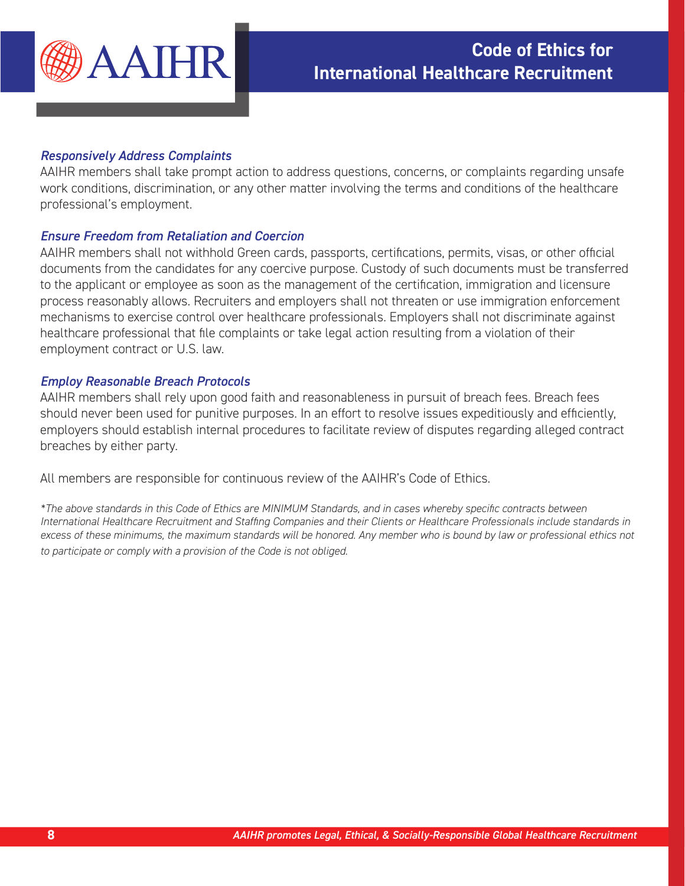### *Responsively Address Complaints*

AAIHR members shall take prompt action to address questions, concerns, or complaints regarding unsafe work conditions, discrimination, or any other matter involving the terms and conditions of the healthcare professional's employment.

### *Ensure Freedom from Retaliation and Coercion*

AAIHR members shall not withhold Green cards, passports, certifications, permits, visas, or other official documents from the candidates for any coercive purpose. Custody of such documents must be transferred to the applicant or employee as soon as the management of the certification, immigration and licensure process reasonably allows. Recruiters and employers shall not threaten or use immigration enforcement mechanisms to exercise control over healthcare professionals. Employers shall not discriminate against healthcare professional that file complaints or take legal action resulting from a violation of their employment contract or U.S. law.

### *Employ Reasonable Breach Protocols*

AAIHR members shall rely upon good faith and reasonableness in pursuit of breach fees. Breach fees should never been used for punitive purposes. In an effort to resolve issues expeditiously and efficiently, employers should establish internal procedures to facilitate review of disputes regarding alleged contract breaches by either party.

All members are responsible for continuous review of the AAIHR's Code of Ethics.

*\*The above standards in this Code of Ethics are MINIMUM Standards, and in cases whereby specific contracts between International Healthcare Recruitment and Staffing Companies and their Clients or Healthcare Professionals include standards in excess of these minimums, the maximum standards will be honored. Any member who is bound by law or professional ethics not to participate or comply with a provision of the Code is not obliged.*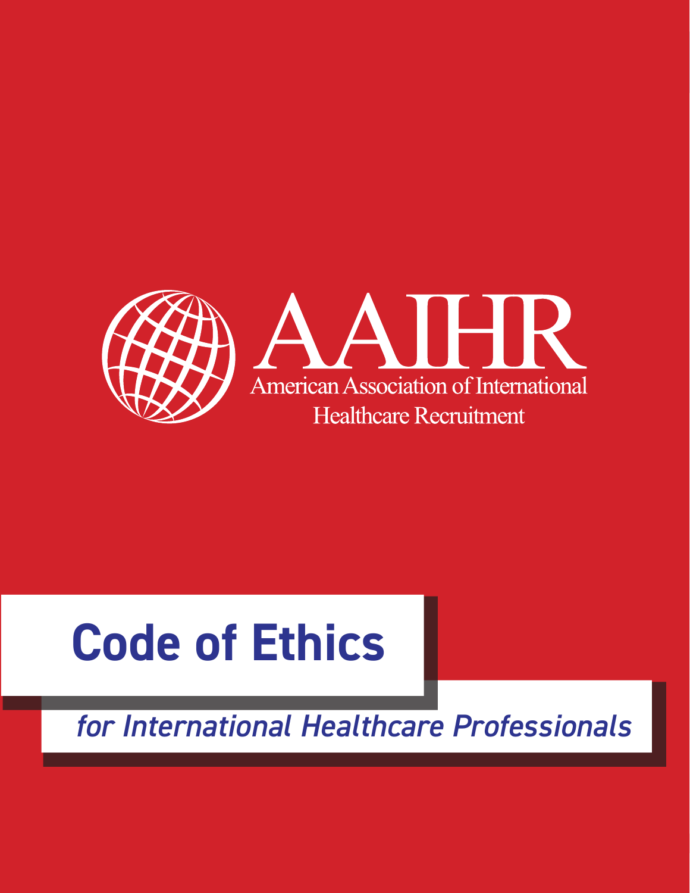AAIHR

American Association of International Healthcare Recruitment

# Code of Ethics

## *for International Healthcare Professionals*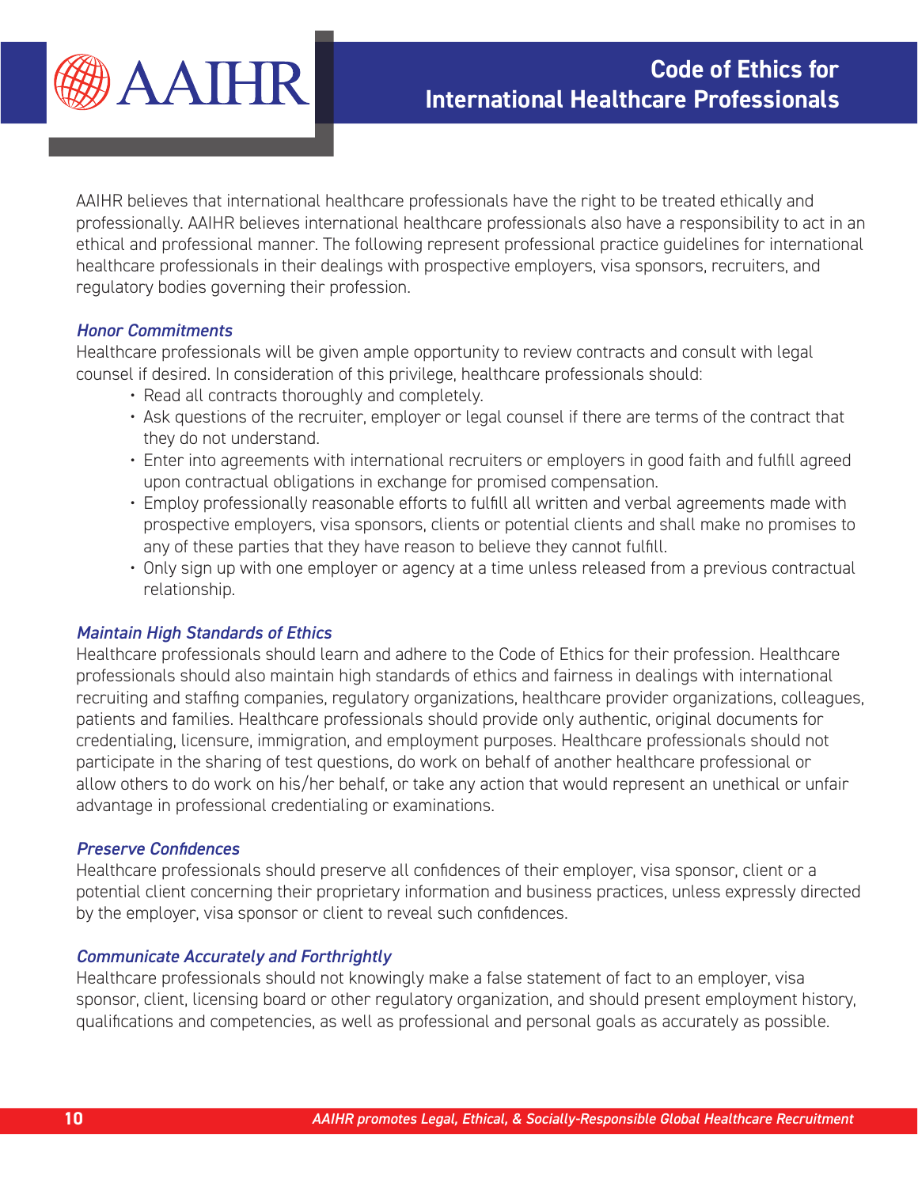# Code of Ethics for International Healthcare Professionals

AAIHR believes that international healthcare professionals have the right to be treated ethically and professionally. AAIHR believes international healthcare professionals also have a responsibility to act in an ethical and professional manner. The following represent professional practice guidelines for international healthcare professionals in their dealings with prospective employers, visa sponsors, recruiters, and regulatory bodies governing their profession.

### *Honor Commitments*

Healthcare professionals will be given ample opportunity to review contracts and consult with legal counsel if desired. In consideration of this privilege, healthcare professionals should:

- Read all contracts thoroughly and completely.
- Ask questions of the recruiter, employer or legal counsel if there are terms of the contract that they do not understand.
- Enter into agreements with international recruiters or employers in good faith and fulfill agreed upon contractual obligations in exchange for promised compensation.
- Employ professionally reasonable efforts to fulfill all written and verbal agreements made with prospective employers, visa sponsors, clients or potential clients and shall make no promises to any of these parties that they have reason to believe they cannot fulfill.
- Only sign up with one employer or agency at a time unless released from a previous contractual relationship.

### *Maintain High Standards of Ethics*

Healthcare professionals should learn and adhere to the Code of Ethics for their profession. Healthcare professionals should also maintain high standards of ethics and fairness in dealings with international recruiting and staffing companies, regulatory organizations, healthcare provider organizations, colleagues, patients and families. Healthcare professionals should provide only authentic, original documents for credentialing, licensure, immigration, and employment purposes. Healthcare professionals should not participate in the sharing of test questions, do work on behalf of another healthcare professional or allow others to do work on his/her behalf, or take any action that would represent an unethical or unfair advantage in professional credentialing or examinations.

### *Preserve Confidences*

Healthcare professionals should preserve all confidences of their employer, visa sponsor, client or a potential client concerning their proprietary information and business practices, unless expressly directed by the employer, visa sponsor or client to reveal such confidences.

### *Communicate Accurately and Forthrightly*

Healthcare professionals should not knowingly make a false statement of fact to an employer, visa sponsor, client, licensing board or other regulatory organization, and should present employment history, qualifications and competencies, as well as professional and personal goals as accurately as possible.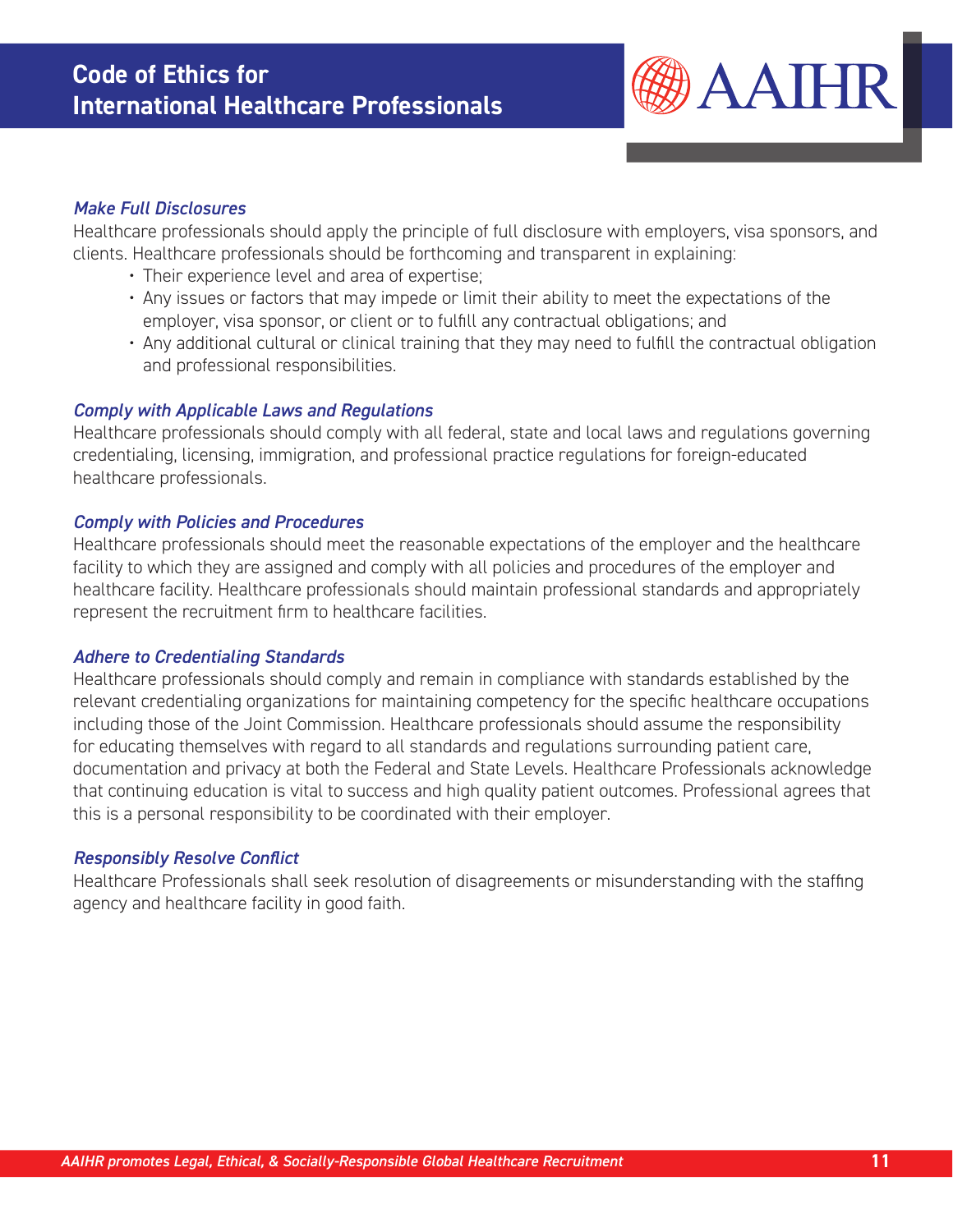### *Make Full Disclosures*

Healthcare professionals should apply the principle of full disclosure with employers, visa sponsors, and clients. Healthcare professionals should be forthcoming and transparent in explaining:

- Their experience level and area of expertise;
- Any issues or factors that may impede or limit their ability to meet the expectations of the employer, visa sponsor, or client or to fulfill any contractual obligations; and
- Any additional cultural or clinical training that they may need to fulfill the contractual obligation and professional responsibilities.

### *Comply with Applicable Laws and Regulations*

Healthcare professionals should comply with all federal, state and local laws and regulations governing credentialing, licensing, immigration, and professional practice regulations for foreign-educated healthcare professionals.

### *Comply with Policies and Procedures*

Healthcare professionals should meet the reasonable expectations of the employer and the healthcare facility to which they are assigned and comply with all policies and procedures of the employer and healthcare facility. Healthcare professionals should maintain professional standards and appropriately represent the recruitment firm to healthcare facilities.

### *Adhere to Credentialing Standards*

Healthcare professionals should comply and remain in compliance with standards established by the relevant credentialing organizations for maintaining competency for the specific healthcare occupations including those of the Joint Commission. Healthcare professionals should assume the responsibility for educating themselves with regard to all standards and regulations surrounding patient care, documentation and privacy at both the Federal and State Levels. Healthcare Professionals acknowledge that continuing education is vital to success and high quality patient outcomes. Professional agrees that this is a personal responsibility to be coordinated with their employer.

### *Responsibly Resolve Conflict*

Healthcare Professionals shall seek resolution of disagreements or misunderstanding with the staffing agency and healthcare facility in good faith.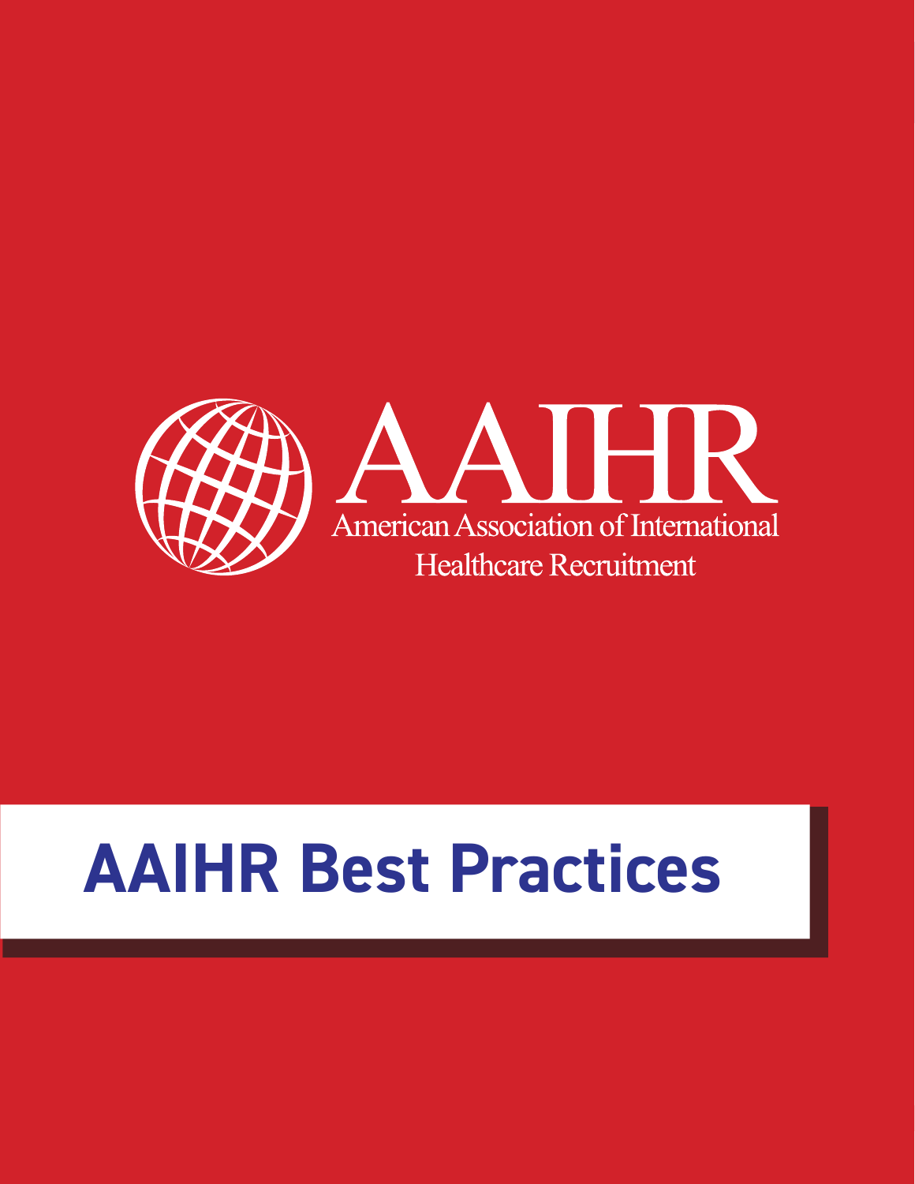AAIHR

American Association of International Healthcare Recruitment

# AAIHR Best Practices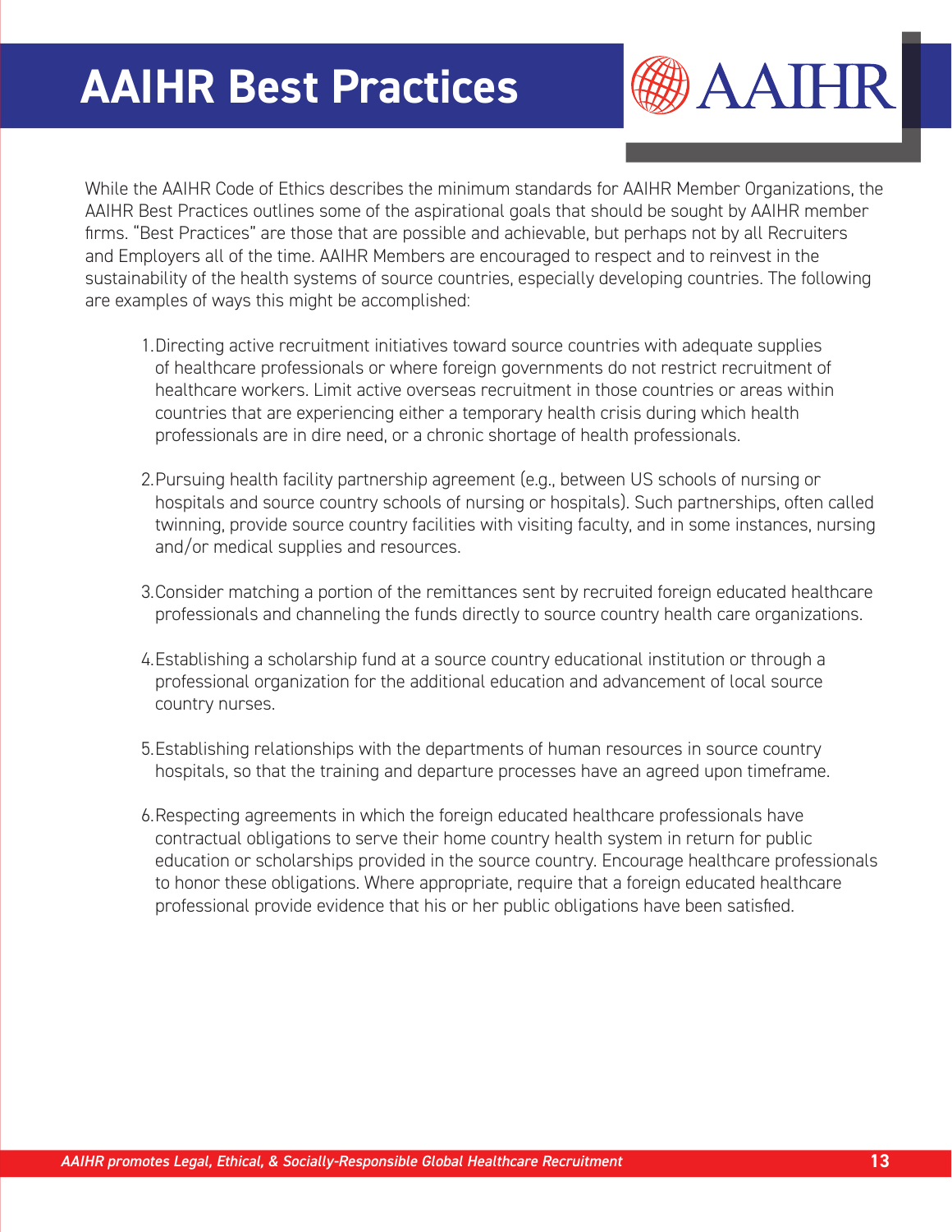# AAIHR Best Practices

While the AAIHR Code of Ethics describes the minimum standards for AAIHR Member Organizations, the AAIHR Best Practices outlines some of the aspirational goals that should be sought by AAIHR member firms. "Best Practices" are those that are possible and achievable, but perhaps not by all Recruiters and Employers all of the time. AAIHR Members are encouraged to respect and to reinvest in the sustainability of the health systems of source countries, especially developing countries. The following are examples of ways this might be accomplished:

1. Directing active recruitment initiatives toward source countries with adequate supplies of healthcare professionals or where foreign governments do not restrict recruitment of healthcare workers. Limit active overseas recruitment in those countries or areas within countries that are experiencing either a temporary health crisis during which health professionals are in dire need, or a chronic shortage of health professionals.

2. Pursuing health facility partnership agreement (e.g., between US schools of nursing or hospitals and source country schools of nursing or hospitals). Such partnerships, often called twinning, provide source country facilities with visiting faculty, and in some instances, nursing and/or medical supplies and resources.

3. Consider matching a portion of the remittances sent by recruited foreign educated healthcare professionals and channeling the funds directly to source country health care organizations.

4. Establishing a scholarship fund at a source country educational institution or through a professional organization for the additional education and advancement of local source country nurses.

5. Establishing relationships with the departments of human resources in source country hospitals, so that the training and departure processes have an agreed upon timeframe.

6. Respecting agreements in which the foreign educated healthcare professionals have contractual obligations to serve their home country health system in return for public education or scholarships provided in the source country. Encourage healthcare professionals to honor these obligations. Where appropriate, require that a foreign educated healthcare professional provide evidence that his or her public obligations have been satisfied.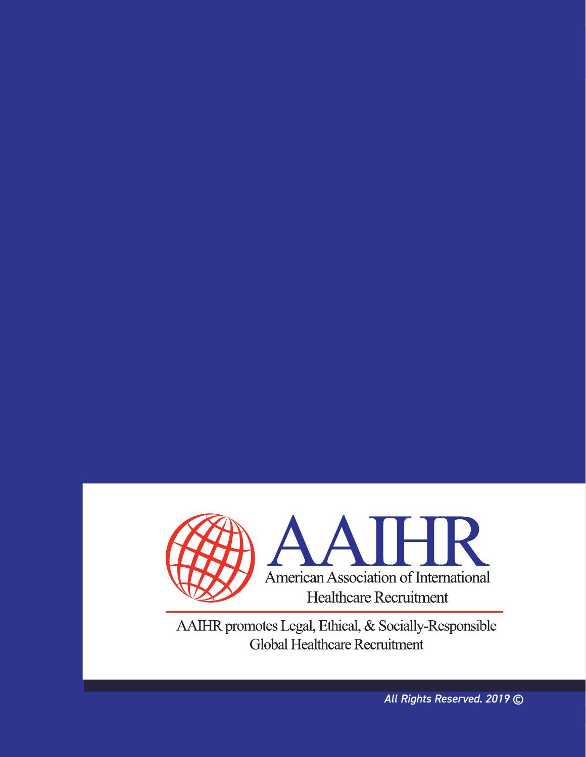AAIHR

American Association of International Healthcare Recruitment

AAIHR promotes Legal, Ethical, & Socially-Responsible Global Healthcare Recruitment

*All Rights Reserved. 2019 ©*